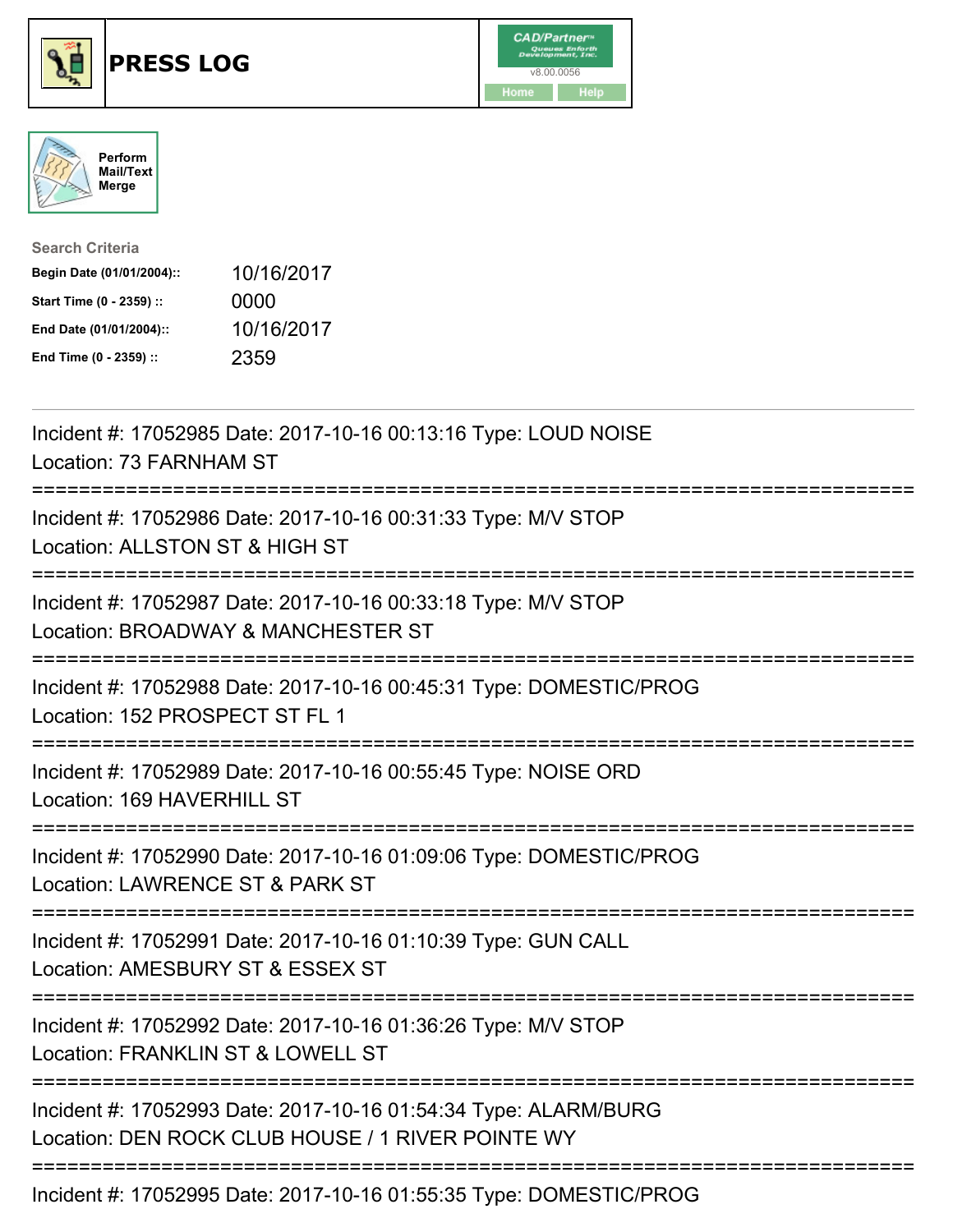# PRESS LOG

Perform Mail/Text Merge

**Search Criteria**

| | |
|---|---|
| **Begin Date (01/01/2004)::** | 10/16/2017 |
| **Start Time (0 - 2359) ::** | 0000 |
| **End Date (01/01/2004)::** | 10/16/2017 |
| **End Time (0 - 2359) ::** | 2359 |

Incident #: 17052985 Date: 2017-10-16 00:13:16 Type: LOUD NOISE
Location: 73 FARNHAM ST

===========================================================================

Incident #: 17052986 Date: 2017-10-16 00:31:33 Type: M/V STOP
Location: ALLSTON ST & HIGH ST

===========================================================================

Incident #: 17052987 Date: 2017-10-16 00:33:18 Type: M/V STOP
Location: BROADWAY & MANCHESTER ST

===========================================================================

Incident #: 17052988 Date: 2017-10-16 00:45:31 Type: DOMESTIC/PROG
Location: 152 PROSPECT ST FL 1

===========================================================================

Incident #: 17052989 Date: 2017-10-16 00:55:45 Type: NOISE ORD
Location: 169 HAVERHILL ST

===========================================================================

Incident #: 17052990 Date: 2017-10-16 01:09:06 Type: DOMESTIC/PROG
Location: LAWRENCE ST & PARK ST

===========================================================================

Incident #: 17052991 Date: 2017-10-16 01:10:39 Type: GUN CALL
Location: AMESBURY ST & ESSEX ST

===========================================================================

Incident #: 17052992 Date: 2017-10-16 01:36:26 Type: M/V STOP
Location: FRANKLIN ST & LOWELL ST

===========================================================================

Incident #: 17052993 Date: 2017-10-16 01:54:34 Type: ALARM/BURG
Location: DEN ROCK CLUB HOUSE / 1 RIVER POINTE WY

===========================================================================

Incident #: 17052995 Date: 2017-10-16 01:55:35 Type: DOMESTIC/PROG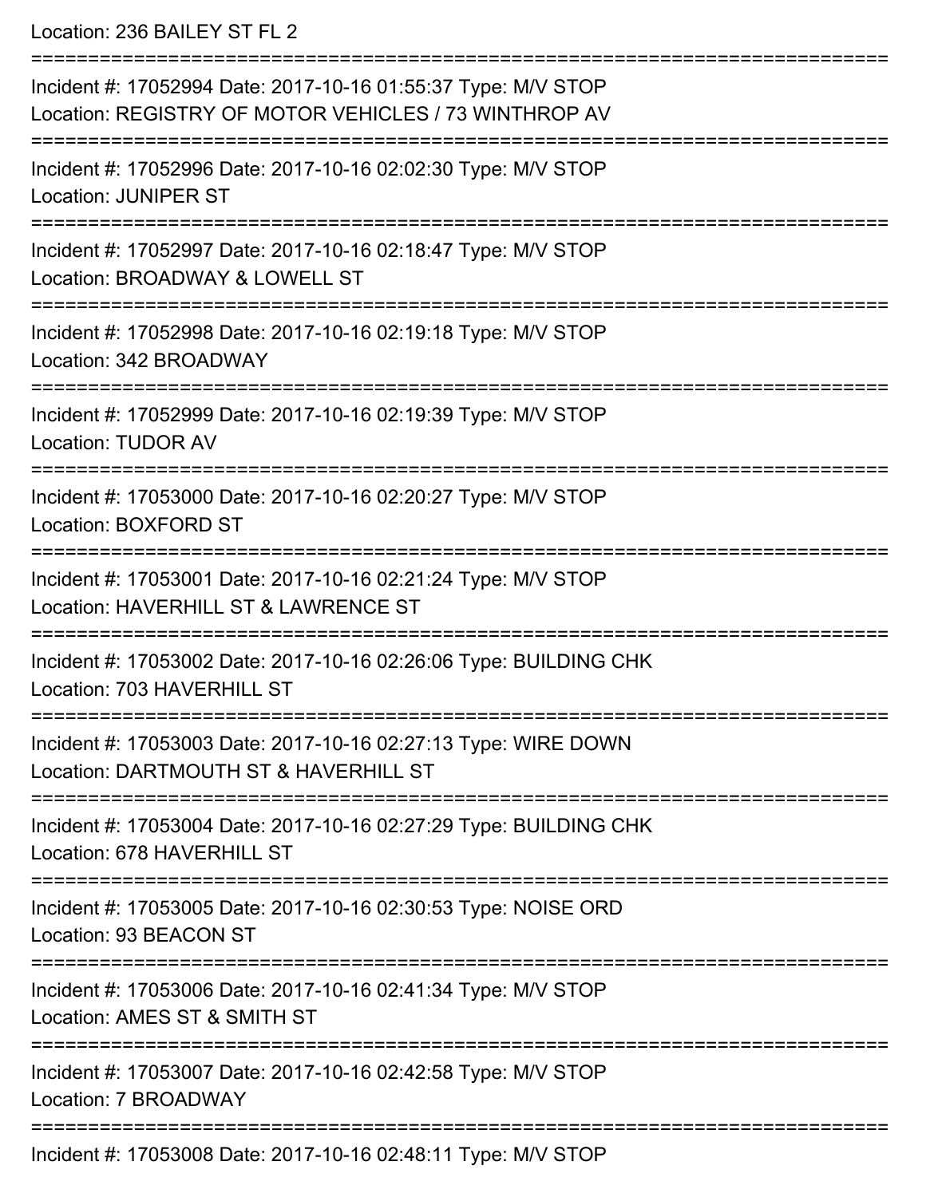Location: 236 BAILEY ST FL 2

===========================================================================

Incident #: 17052994 Date: 2017-10-16 01:55:37 Type: M/V STOP
Location: REGISTRY OF MOTOR VEHICLES / 73 WINTHROP AV

===========================================================================

Incident #: 17052996 Date: 2017-10-16 02:02:30 Type: M/V STOP
Location: JUNIPER ST

===========================================================================

Incident #: 17052997 Date: 2017-10-16 02:18:47 Type: M/V STOP
Location: BROADWAY & LOWELL ST

===========================================================================

Incident #: 17052998 Date: 2017-10-16 02:19:18 Type: M/V STOP
Location: 342 BROADWAY

===========================================================================

Incident #: 17052999 Date: 2017-10-16 02:19:39 Type: M/V STOP
Location: TUDOR AV

===========================================================================

Incident #: 17053000 Date: 2017-10-16 02:20:27 Type: M/V STOP
Location: BOXFORD ST

===========================================================================

Incident #: 17053001 Date: 2017-10-16 02:21:24 Type: M/V STOP
Location: HAVERHILL ST & LAWRENCE ST

===========================================================================

Incident #: 17053002 Date: 2017-10-16 02:26:06 Type: BUILDING CHK
Location: 703 HAVERHILL ST

===========================================================================

Incident #: 17053003 Date: 2017-10-16 02:27:13 Type: WIRE DOWN
Location: DARTMOUTH ST & HAVERHILL ST

===========================================================================

Incident #: 17053004 Date: 2017-10-16 02:27:29 Type: BUILDING CHK
Location: 678 HAVERHILL ST

===========================================================================

Incident #: 17053005 Date: 2017-10-16 02:30:53 Type: NOISE ORD
Location: 93 BEACON ST

===========================================================================

Incident #: 17053006 Date: 2017-10-16 02:41:34 Type: M/V STOP
Location: AMES ST & SMITH ST

===========================================================================

Incident #: 17053007 Date: 2017-10-16 02:42:58 Type: M/V STOP
Location: 7 BROADWAY

===========================================================================

Incident #: 17053008 Date: 2017-10-16 02:48:11 Type: M/V STOP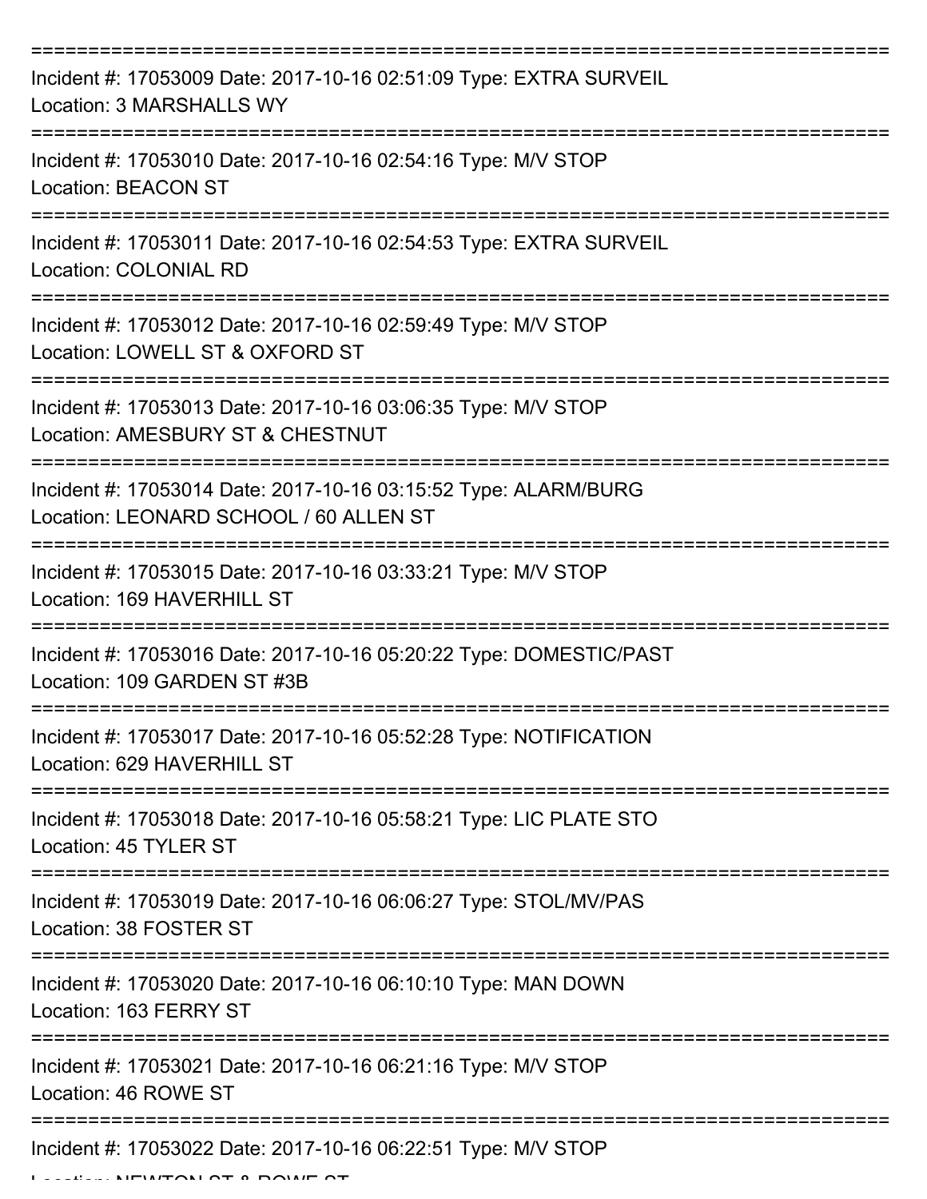===========================================================================

Incident #: 17053009 Date: 2017-10-16 02:51:09 Type: EXTRA SURVEIL
Location: 3 MARSHALLS WY

===========================================================================

Incident #: 17053010 Date: 2017-10-16 02:54:16 Type: M/V STOP
Location: BEACON ST

===========================================================================

Incident #: 17053011 Date: 2017-10-16 02:54:53 Type: EXTRA SURVEIL
Location: COLONIAL RD

===========================================================================

Incident #: 17053012 Date: 2017-10-16 02:59:49 Type: M/V STOP
Location: LOWELL ST & OXFORD ST

===========================================================================

Incident #: 17053013 Date: 2017-10-16 03:06:35 Type: M/V STOP
Location: AMESBURY ST & CHESTNUT

===========================================================================

Incident #: 17053014 Date: 2017-10-16 03:15:52 Type: ALARM/BURG
Location: LEONARD SCHOOL / 60 ALLEN ST

===========================================================================

Incident #: 17053015 Date: 2017-10-16 03:33:21 Type: M/V STOP
Location: 169 HAVERHILL ST

===========================================================================

Incident #: 17053016 Date: 2017-10-16 05:20:22 Type: DOMESTIC/PAST
Location: 109 GARDEN ST #3B

===========================================================================

Incident #: 17053017 Date: 2017-10-16 05:52:28 Type: NOTIFICATION
Location: 629 HAVERHILL ST

===========================================================================

Incident #: 17053018 Date: 2017-10-16 05:58:21 Type: LIC PLATE STO
Location: 45 TYLER ST

===========================================================================

Incident #: 17053019 Date: 2017-10-16 06:06:27 Type: STOL/MV/PAS
Location: 38 FOSTER ST

===========================================================================

Incident #: 17053020 Date: 2017-10-16 06:10:10 Type: MAN DOWN
Location: 163 FERRY ST

===========================================================================

Incident #: 17053021 Date: 2017-10-16 06:21:16 Type: M/V STOP
Location: 46 ROWE ST

===========================================================================

Incident #: 17053022 Date: 2017-10-16 06:22:51 Type: M/V STOP
Location: NEWTON ST & ROWE ST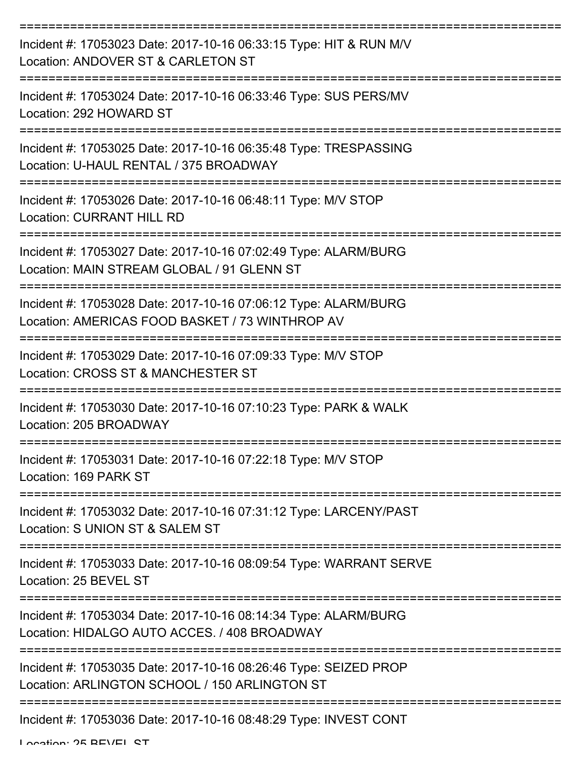===========================================================================

Incident #: 17053023 Date: 2017-10-16 06:33:15 Type: HIT & RUN M/V
Location: ANDOVER ST & CARLETON ST

===========================================================================

Incident #: 17053024 Date: 2017-10-16 06:33:46 Type: SUS PERS/MV
Location: 292 HOWARD ST

===========================================================================

Incident #: 17053025 Date: 2017-10-16 06:35:48 Type: TRESPASSING
Location: U-HAUL RENTAL / 375 BROADWAY

===========================================================================

Incident #: 17053026 Date: 2017-10-16 06:48:11 Type: M/V STOP
Location: CURRANT HILL RD

===========================================================================

Incident #: 17053027 Date: 2017-10-16 07:02:49 Type: ALARM/BURG
Location: MAIN STREAM GLOBAL / 91 GLENN ST

===========================================================================

Incident #: 17053028 Date: 2017-10-16 07:06:12 Type: ALARM/BURG
Location: AMERICAS FOOD BASKET / 73 WINTHROP AV

===========================================================================

Incident #: 17053029 Date: 2017-10-16 07:09:33 Type: M/V STOP
Location: CROSS ST & MANCHESTER ST

===========================================================================

Incident #: 17053030 Date: 2017-10-16 07:10:23 Type: PARK & WALK
Location: 205 BROADWAY

===========================================================================

Incident #: 17053031 Date: 2017-10-16 07:22:18 Type: M/V STOP
Location: 169 PARK ST

===========================================================================

Incident #: 17053032 Date: 2017-10-16 07:31:12 Type: LARCENY/PAST
Location: S UNION ST & SALEM ST

===========================================================================

Incident #: 17053033 Date: 2017-10-16 08:09:54 Type: WARRANT SERVE
Location: 25 BEVEL ST

===========================================================================

Incident #: 17053034 Date: 2017-10-16 08:14:34 Type: ALARM/BURG
Location: HIDALGO AUTO ACCES. / 408 BROADWAY

===========================================================================

Incident #: 17053035 Date: 2017-10-16 08:26:46 Type: SEIZED PROP
Location: ARLINGTON SCHOOL / 150 ARLINGTON ST

===========================================================================

Incident #: 17053036 Date: 2017-10-16 08:48:29 Type: INVEST CONT
Location: 25 BEVEL ST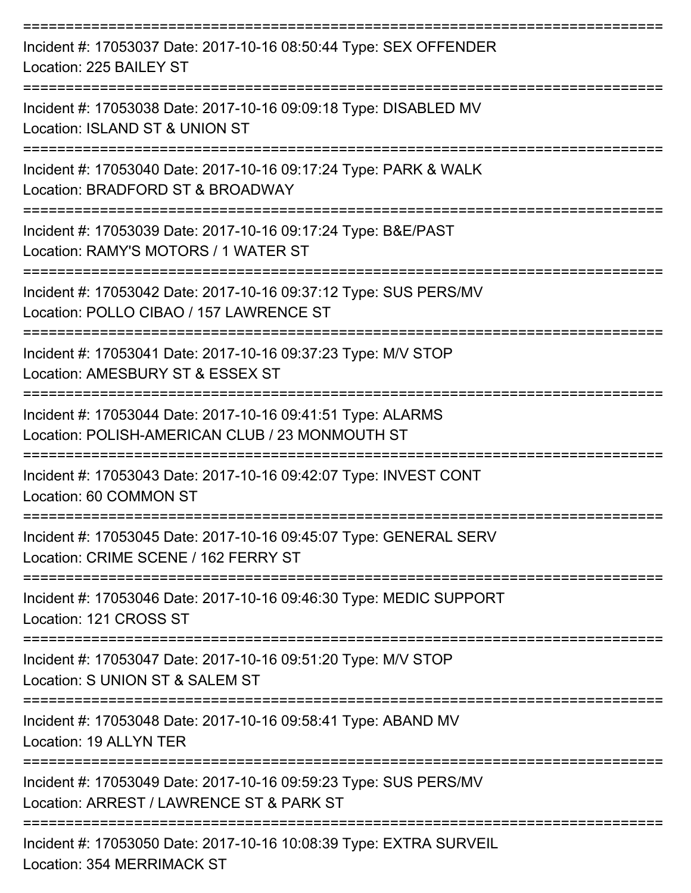===========================================================================
Incident #: 17053037 Date: 2017-10-16 08:50:44 Type: SEX OFFENDER
Location: 225 BAILEY ST
===========================================================================
Incident #: 17053038 Date: 2017-10-16 09:09:18 Type: DISABLED MV
Location: ISLAND ST & UNION ST
===========================================================================
Incident #: 17053040 Date: 2017-10-16 09:17:24 Type: PARK & WALK
Location: BRADFORD ST & BROADWAY
===========================================================================
Incident #: 17053039 Date: 2017-10-16 09:17:24 Type: B&E/PAST
Location: RAMY'S MOTORS / 1 WATER ST
===========================================================================
Incident #: 17053042 Date: 2017-10-16 09:37:12 Type: SUS PERS/MV
Location: POLLO CIBAO / 157 LAWRENCE ST
===========================================================================
Incident #: 17053041 Date: 2017-10-16 09:37:23 Type: M/V STOP
Location: AMESBURY ST & ESSEX ST
===========================================================================
Incident #: 17053044 Date: 2017-10-16 09:41:51 Type: ALARMS
Location: POLISH-AMERICAN CLUB / 23 MONMOUTH ST
===========================================================================
Incident #: 17053043 Date: 2017-10-16 09:42:07 Type: INVEST CONT
Location: 60 COMMON ST
===========================================================================
Incident #: 17053045 Date: 2017-10-16 09:45:07 Type: GENERAL SERV
Location: CRIME SCENE / 162 FERRY ST
===========================================================================
Incident #: 17053046 Date: 2017-10-16 09:46:30 Type: MEDIC SUPPORT
Location: 121 CROSS ST
===========================================================================
Incident #: 17053047 Date: 2017-10-16 09:51:20 Type: M/V STOP
Location: S UNION ST & SALEM ST
===========================================================================
Incident #: 17053048 Date: 2017-10-16 09:58:41 Type: ABAND MV
Location: 19 ALLYN TER
===========================================================================
Incident #: 17053049 Date: 2017-10-16 09:59:23 Type: SUS PERS/MV
Location: ARREST / LAWRENCE ST & PARK ST
===========================================================================
Incident #: 17053050 Date: 2017-10-16 10:08:39 Type: EXTRA SURVEIL
Location: 354 MERRIMACK ST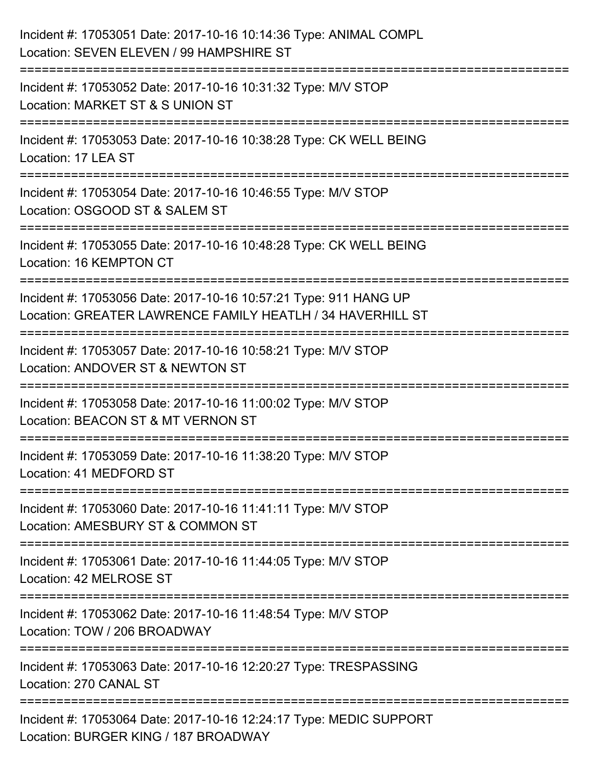Incident #: 17053051 Date: 2017-10-16 10:14:36 Type: ANIMAL COMPL
Location: SEVEN ELEVEN / 99 HAMPSHIRE ST

===========================================================================

Incident #: 17053052 Date: 2017-10-16 10:31:32 Type: M/V STOP
Location: MARKET ST & S UNION ST

===========================================================================

Incident #: 17053053 Date: 2017-10-16 10:38:28 Type: CK WELL BEING
Location: 17 LEA ST

===========================================================================

Incident #: 17053054 Date: 2017-10-16 10:46:55 Type: M/V STOP
Location: OSGOOD ST & SALEM ST

===========================================================================

Incident #: 17053055 Date: 2017-10-16 10:48:28 Type: CK WELL BEING
Location: 16 KEMPTON CT

===========================================================================

Incident #: 17053056 Date: 2017-10-16 10:57:21 Type: 911 HANG UP
Location: GREATER LAWRENCE FAMILY HEATLH / 34 HAVERHILL ST

===========================================================================

Incident #: 17053057 Date: 2017-10-16 10:58:21 Type: M/V STOP
Location: ANDOVER ST & NEWTON ST

===========================================================================

Incident #: 17053058 Date: 2017-10-16 11:00:02 Type: M/V STOP
Location: BEACON ST & MT VERNON ST

===========================================================================

Incident #: 17053059 Date: 2017-10-16 11:38:20 Type: M/V STOP
Location: 41 MEDFORD ST

===========================================================================

Incident #: 17053060 Date: 2017-10-16 11:41:11 Type: M/V STOP
Location: AMESBURY ST & COMMON ST

===========================================================================

Incident #: 17053061 Date: 2017-10-16 11:44:05 Type: M/V STOP
Location: 42 MELROSE ST

===========================================================================

Incident #: 17053062 Date: 2017-10-16 11:48:54 Type: M/V STOP
Location: TOW / 206 BROADWAY

===========================================================================

Incident #: 17053063 Date: 2017-10-16 12:20:27 Type: TRESPASSING
Location: 270 CANAL ST

===========================================================================

Incident #: 17053064 Date: 2017-10-16 12:24:17 Type: MEDIC SUPPORT
Location: BURGER KING / 187 BROADWAY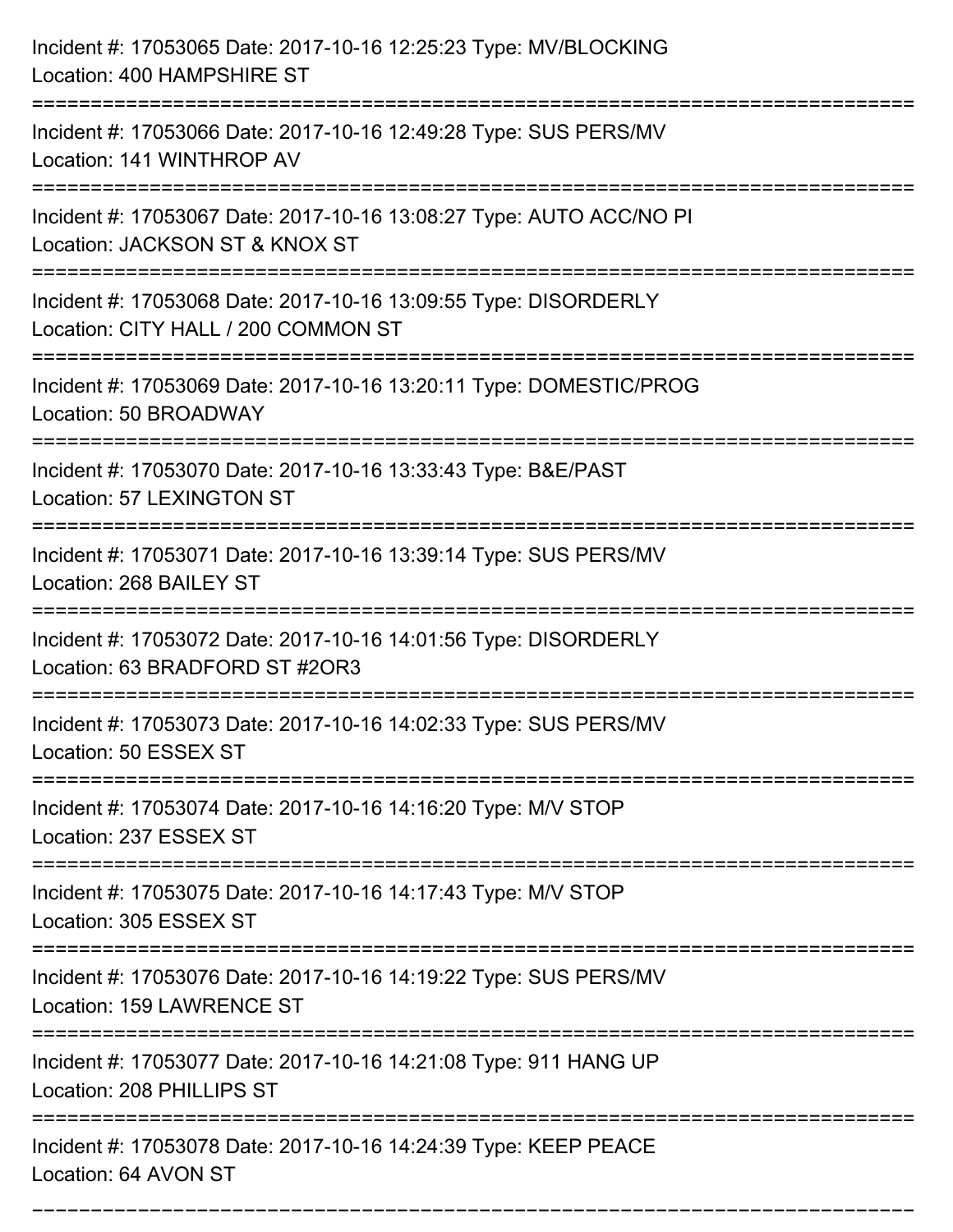Incident #: 17053065 Date: 2017-10-16 12:25:23 Type: MV/BLOCKING
Location: 400 HAMPSHIRE ST

===========================================================================

Incident #: 17053066 Date: 2017-10-16 12:49:28 Type: SUS PERS/MV
Location: 141 WINTHROP AV

===========================================================================

Incident #: 17053067 Date: 2017-10-16 13:08:27 Type: AUTO ACC/NO PI
Location: JACKSON ST & KNOX ST

===========================================================================

Incident #: 17053068 Date: 2017-10-16 13:09:55 Type: DISORDERLY
Location: CITY HALL / 200 COMMON ST

===========================================================================

Incident #: 17053069 Date: 2017-10-16 13:20:11 Type: DOMESTIC/PROG
Location: 50 BROADWAY

===========================================================================

Incident #: 17053070 Date: 2017-10-16 13:33:43 Type: B&E/PAST
Location: 57 LEXINGTON ST

===========================================================================

Incident #: 17053071 Date: 2017-10-16 13:39:14 Type: SUS PERS/MV
Location: 268 BAILEY ST

===========================================================================

Incident #: 17053072 Date: 2017-10-16 14:01:56 Type: DISORDERLY
Location: 63 BRADFORD ST #2OR3

===========================================================================

Incident #: 17053073 Date: 2017-10-16 14:02:33 Type: SUS PERS/MV
Location: 50 ESSEX ST

===========================================================================

Incident #: 17053074 Date: 2017-10-16 14:16:20 Type: M/V STOP
Location: 237 ESSEX ST

===========================================================================

Incident #: 17053075 Date: 2017-10-16 14:17:43 Type: M/V STOP
Location: 305 ESSEX ST

===========================================================================

Incident #: 17053076 Date: 2017-10-16 14:19:22 Type: SUS PERS/MV
Location: 159 LAWRENCE ST

===========================================================================

Incident #: 17053077 Date: 2017-10-16 14:21:08 Type: 911 HANG UP
Location: 208 PHILLIPS ST

===========================================================================

Incident #: 17053078 Date: 2017-10-16 14:24:39 Type: KEEP PEACE
Location: 64 AVON ST

===========================================================================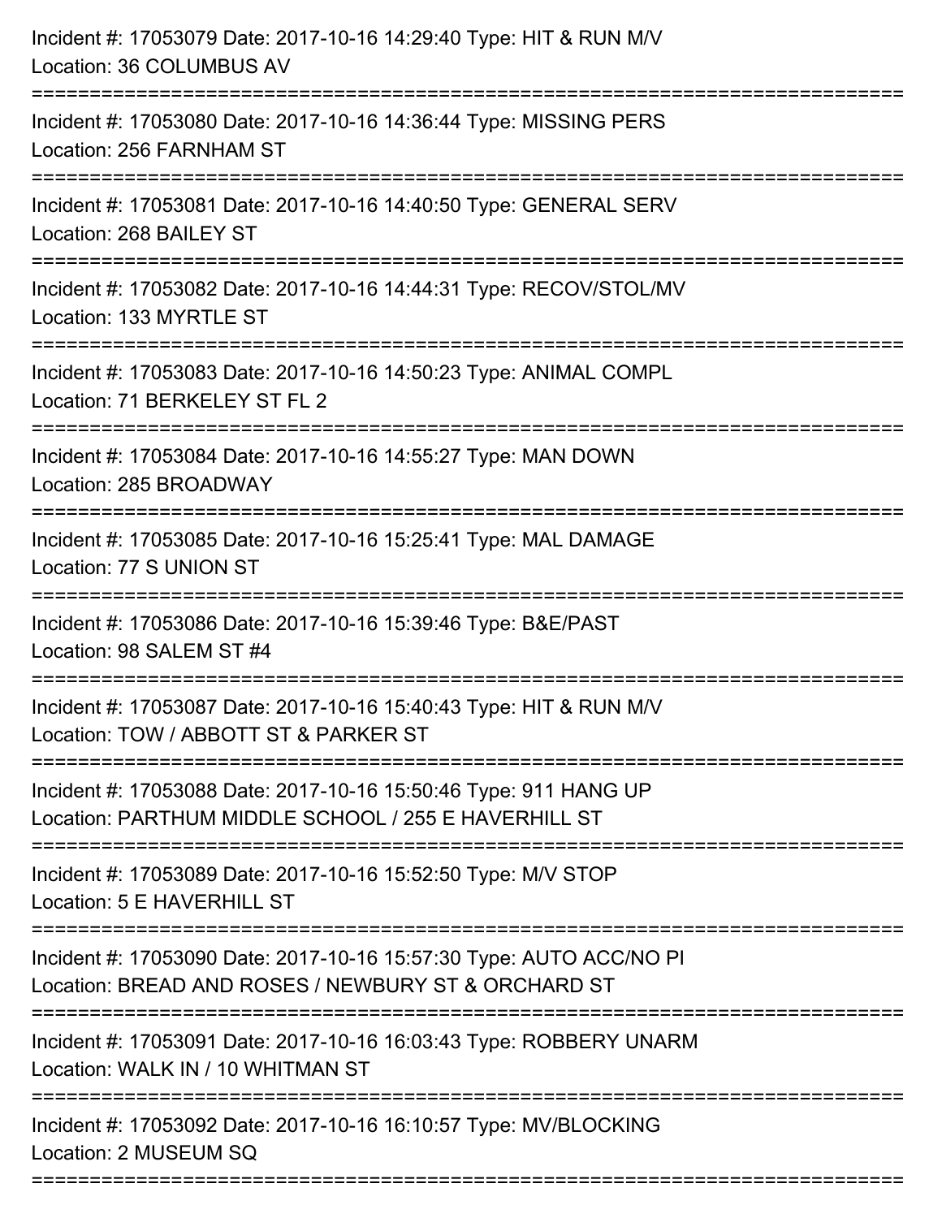Incident #: 17053079 Date: 2017-10-16 14:29:40 Type: HIT & RUN M/V
Location: 36 COLUMBUS AV

===========================================================================

Incident #: 17053080 Date: 2017-10-16 14:36:44 Type: MISSING PERS
Location: 256 FARNHAM ST

===========================================================================

Incident #: 17053081 Date: 2017-10-16 14:40:50 Type: GENERAL SERV
Location: 268 BAILEY ST

===========================================================================

Incident #: 17053082 Date: 2017-10-16 14:44:31 Type: RECOV/STOL/MV
Location: 133 MYRTLE ST

===========================================================================

Incident #: 17053083 Date: 2017-10-16 14:50:23 Type: ANIMAL COMPL
Location: 71 BERKELEY ST FL 2

===========================================================================

Incident #: 17053084 Date: 2017-10-16 14:55:27 Type: MAN DOWN
Location: 285 BROADWAY

===========================================================================

Incident #: 17053085 Date: 2017-10-16 15:25:41 Type: MAL DAMAGE
Location: 77 S UNION ST

===========================================================================

Incident #: 17053086 Date: 2017-10-16 15:39:46 Type: B&E/PAST
Location: 98 SALEM ST #4

===========================================================================

Incident #: 17053087 Date: 2017-10-16 15:40:43 Type: HIT & RUN M/V
Location: TOW / ABBOTT ST & PARKER ST

===========================================================================

Incident #: 17053088 Date: 2017-10-16 15:50:46 Type: 911 HANG UP
Location: PARTHUM MIDDLE SCHOOL / 255 E HAVERHILL ST

===========================================================================

Incident #: 17053089 Date: 2017-10-16 15:52:50 Type: M/V STOP
Location: 5 E HAVERHILL ST

===========================================================================

Incident #: 17053090 Date: 2017-10-16 15:57:30 Type: AUTO ACC/NO PI
Location: BREAD AND ROSES / NEWBURY ST & ORCHARD ST

===========================================================================

Incident #: 17053091 Date: 2017-10-16 16:03:43 Type: ROBBERY UNARM
Location: WALK IN / 10 WHITMAN ST

===========================================================================

Incident #: 17053092 Date: 2017-10-16 16:10:57 Type: MV/BLOCKING
Location: 2 MUSEUM SQ

===========================================================================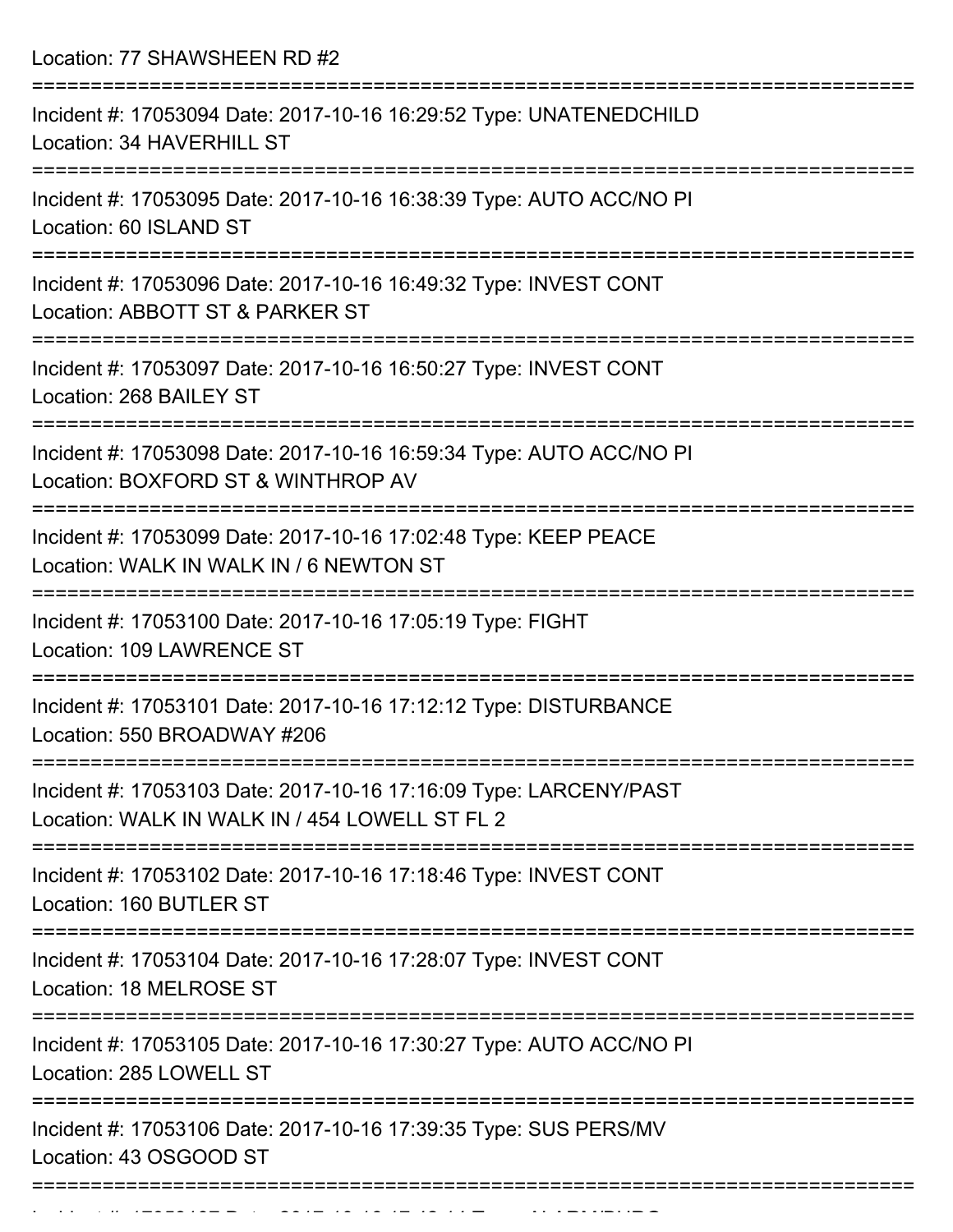Location: 77 SHAWSHEEN RD #2

===========================================================================

Incident #: 17053094 Date: 2017-10-16 16:29:52 Type: UNATENEDCHILD
Location: 34 HAVERHILL ST

===========================================================================

Incident #: 17053095 Date: 2017-10-16 16:38:39 Type: AUTO ACC/NO PI
Location: 60 ISLAND ST

===========================================================================

Incident #: 17053096 Date: 2017-10-16 16:49:32 Type: INVEST CONT
Location: ABBOTT ST & PARKER ST

===========================================================================

Incident #: 17053097 Date: 2017-10-16 16:50:27 Type: INVEST CONT
Location: 268 BAILEY ST

===========================================================================

Incident #: 17053098 Date: 2017-10-16 16:59:34 Type: AUTO ACC/NO PI
Location: BOXFORD ST & WINTHROP AV

===========================================================================

Incident #: 17053099 Date: 2017-10-16 17:02:48 Type: KEEP PEACE
Location: WALK IN WALK IN / 6 NEWTON ST

===========================================================================

Incident #: 17053100 Date: 2017-10-16 17:05:19 Type: FIGHT
Location: 109 LAWRENCE ST

===========================================================================

Incident #: 17053101 Date: 2017-10-16 17:12:12 Type: DISTURBANCE
Location: 550 BROADWAY #206

===========================================================================

Incident #: 17053103 Date: 2017-10-16 17:16:09 Type: LARCENY/PAST
Location: WALK IN WALK IN / 454 LOWELL ST FL 2

===========================================================================

Incident #: 17053102 Date: 2017-10-16 17:18:46 Type: INVEST CONT
Location: 160 BUTLER ST

===========================================================================

Incident #: 17053104 Date: 2017-10-16 17:28:07 Type: INVEST CONT
Location: 18 MELROSE ST

===========================================================================

Incident #: 17053105 Date: 2017-10-16 17:30:27 Type: AUTO ACC/NO PI
Location: 285 LOWELL ST

===========================================================================

Incident #: 17053106 Date: 2017-10-16 17:39:35 Type: SUS PERS/MV
Location: 43 OSGOOD ST

===========================================================================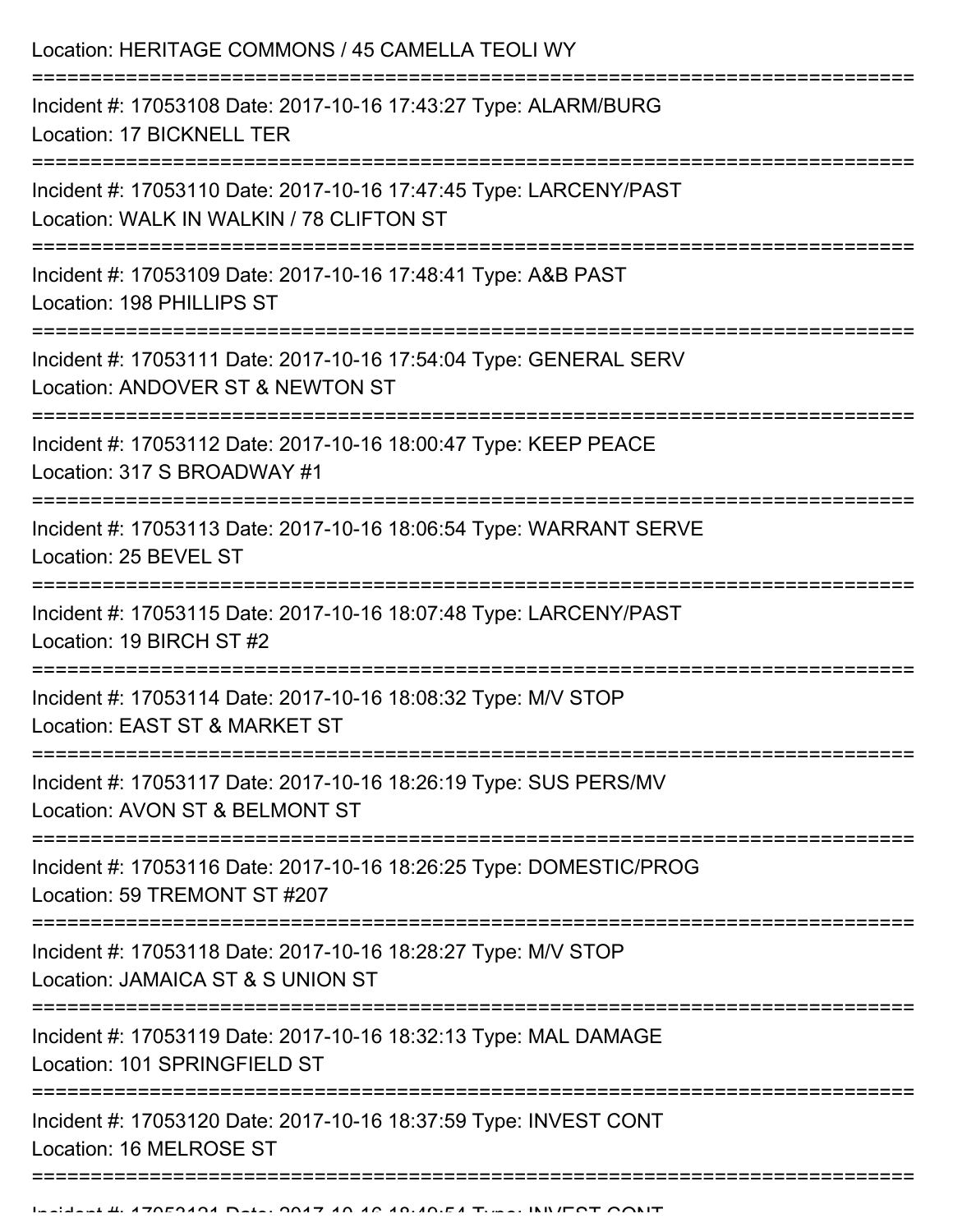Location: HERITAGE COMMONS / 45 CAMELLA TEOLI WY

===========================================================================

Incident #: 17053108 Date: 2017-10-16 17:43:27 Type: ALARM/BURG
Location: 17 BICKNELL TER

===========================================================================

Incident #: 17053110 Date: 2017-10-16 17:47:45 Type: LARCENY/PAST
Location: WALK IN WALKIN / 78 CLIFTON ST

===========================================================================

Incident #: 17053109 Date: 2017-10-16 17:48:41 Type: A&B PAST
Location: 198 PHILLIPS ST

===========================================================================

Incident #: 17053111 Date: 2017-10-16 17:54:04 Type: GENERAL SERV
Location: ANDOVER ST & NEWTON ST

===========================================================================

Incident #: 17053112 Date: 2017-10-16 18:00:47 Type: KEEP PEACE
Location: 317 S BROADWAY #1

===========================================================================

Incident #: 17053113 Date: 2017-10-16 18:06:54 Type: WARRANT SERVE
Location: 25 BEVEL ST

===========================================================================

Incident #: 17053115 Date: 2017-10-16 18:07:48 Type: LARCENY/PAST
Location: 19 BIRCH ST #2

===========================================================================

Incident #: 17053114 Date: 2017-10-16 18:08:32 Type: M/V STOP
Location: EAST ST & MARKET ST

===========================================================================

Incident #: 17053117 Date: 2017-10-16 18:26:19 Type: SUS PERS/MV
Location: AVON ST & BELMONT ST

===========================================================================

Incident #: 17053116 Date: 2017-10-16 18:26:25 Type: DOMESTIC/PROG
Location: 59 TREMONT ST #207

===========================================================================

Incident #: 17053118 Date: 2017-10-16 18:28:27 Type: M/V STOP
Location: JAMAICA ST & S UNION ST

===========================================================================

Incident #: 17053119 Date: 2017-10-16 18:32:13 Type: MAL DAMAGE
Location: 101 SPRINGFIELD ST

===========================================================================

Incident #: 17053120 Date: 2017-10-16 18:37:59 Type: INVEST CONT
Location: 16 MELROSE ST

===========================================================================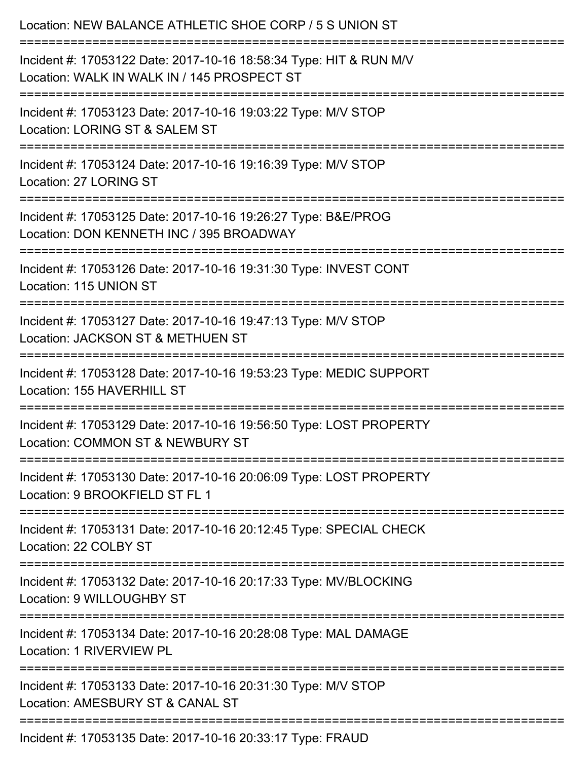Location: NEW BALANCE ATHLETIC SHOE CORP / 5 S UNION ST

===========================================================================

Incident #: 17053122 Date: 2017-10-16 18:58:34 Type: HIT & RUN M/V
Location: WALK IN WALK IN / 145 PROSPECT ST

===========================================================================

Incident #: 17053123 Date: 2017-10-16 19:03:22 Type: M/V STOP
Location: LORING ST & SALEM ST

===========================================================================

Incident #: 17053124 Date: 2017-10-16 19:16:39 Type: M/V STOP
Location: 27 LORING ST

===========================================================================

Incident #: 17053125 Date: 2017-10-16 19:26:27 Type: B&E/PROG
Location: DON KENNETH INC / 395 BROADWAY

===========================================================================

Incident #: 17053126 Date: 2017-10-16 19:31:30 Type: INVEST CONT
Location: 115 UNION ST

===========================================================================

Incident #: 17053127 Date: 2017-10-16 19:47:13 Type: M/V STOP
Location: JACKSON ST & METHUEN ST

===========================================================================

Incident #: 17053128 Date: 2017-10-16 19:53:23 Type: MEDIC SUPPORT
Location: 155 HAVERHILL ST

===========================================================================

Incident #: 17053129 Date: 2017-10-16 19:56:50 Type: LOST PROPERTY
Location: COMMON ST & NEWBURY ST

===========================================================================

Incident #: 17053130 Date: 2017-10-16 20:06:09 Type: LOST PROPERTY
Location: 9 BROOKFIELD ST FL 1

===========================================================================

Incident #: 17053131 Date: 2017-10-16 20:12:45 Type: SPECIAL CHECK
Location: 22 COLBY ST

===========================================================================

Incident #: 17053132 Date: 2017-10-16 20:17:33 Type: MV/BLOCKING
Location: 9 WILLOUGHBY ST

===========================================================================

Incident #: 17053134 Date: 2017-10-16 20:28:08 Type: MAL DAMAGE
Location: 1 RIVERVIEW PL

===========================================================================

Incident #: 17053133 Date: 2017-10-16 20:31:30 Type: M/V STOP
Location: AMESBURY ST & CANAL ST

===========================================================================

Incident #: 17053135 Date: 2017-10-16 20:33:17 Type: FRAUD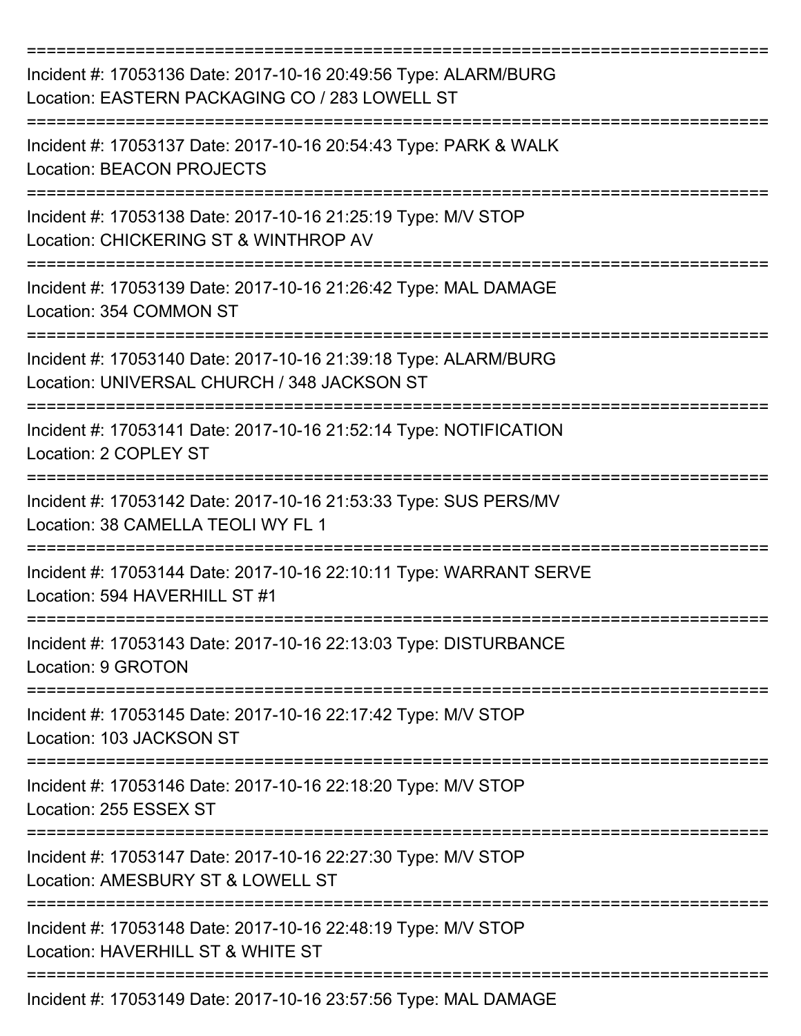===========================================================================

Incident #: 17053136 Date: 2017-10-16 20:49:56 Type: ALARM/BURG
Location: EASTERN PACKAGING CO / 283 LOWELL ST

===========================================================================

Incident #: 17053137 Date: 2017-10-16 20:54:43 Type: PARK & WALK
Location: BEACON PROJECTS

===========================================================================

Incident #: 17053138 Date: 2017-10-16 21:25:19 Type: M/V STOP
Location: CHICKERING ST & WINTHROP AV

===========================================================================

Incident #: 17053139 Date: 2017-10-16 21:26:42 Type: MAL DAMAGE
Location: 354 COMMON ST

===========================================================================

Incident #: 17053140 Date: 2017-10-16 21:39:18 Type: ALARM/BURG
Location: UNIVERSAL CHURCH / 348 JACKSON ST

===========================================================================

Incident #: 17053141 Date: 2017-10-16 21:52:14 Type: NOTIFICATION
Location: 2 COPLEY ST

===========================================================================

Incident #: 17053142 Date: 2017-10-16 21:53:33 Type: SUS PERS/MV
Location: 38 CAMELLA TEOLI WY FL 1

===========================================================================

Incident #: 17053144 Date: 2017-10-16 22:10:11 Type: WARRANT SERVE
Location: 594 HAVERHILL ST #1

===========================================================================

Incident #: 17053143 Date: 2017-10-16 22:13:03 Type: DISTURBANCE
Location: 9 GROTON

===========================================================================

Incident #: 17053145 Date: 2017-10-16 22:17:42 Type: M/V STOP
Location: 103 JACKSON ST

===========================================================================

Incident #: 17053146 Date: 2017-10-16 22:18:20 Type: M/V STOP
Location: 255 ESSEX ST

===========================================================================

Incident #: 17053147 Date: 2017-10-16 22:27:30 Type: M/V STOP
Location: AMESBURY ST & LOWELL ST

===========================================================================

Incident #: 17053148 Date: 2017-10-16 22:48:19 Type: M/V STOP
Location: HAVERHILL ST & WHITE ST

===========================================================================

Incident #: 17053149 Date: 2017-10-16 23:57:56 Type: MAL DAMAGE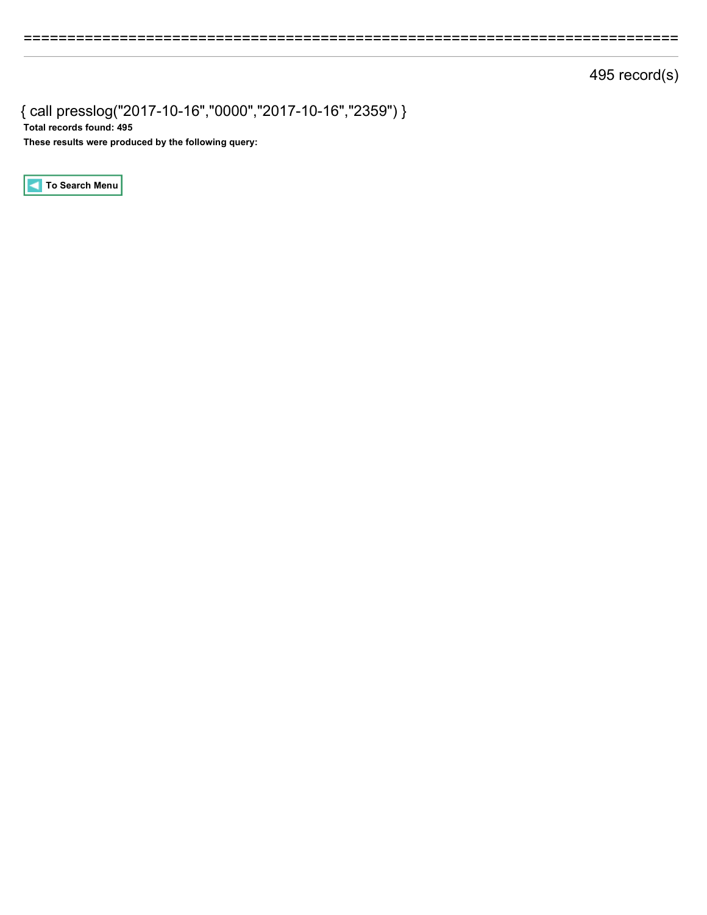==========================================================================

---

495 record(s)

{ call presslog("2017-10-16","0000","2017-10-16","2359") }

**Total records found: 495**

**These results were produced by the following query:**

**To Search Menu**